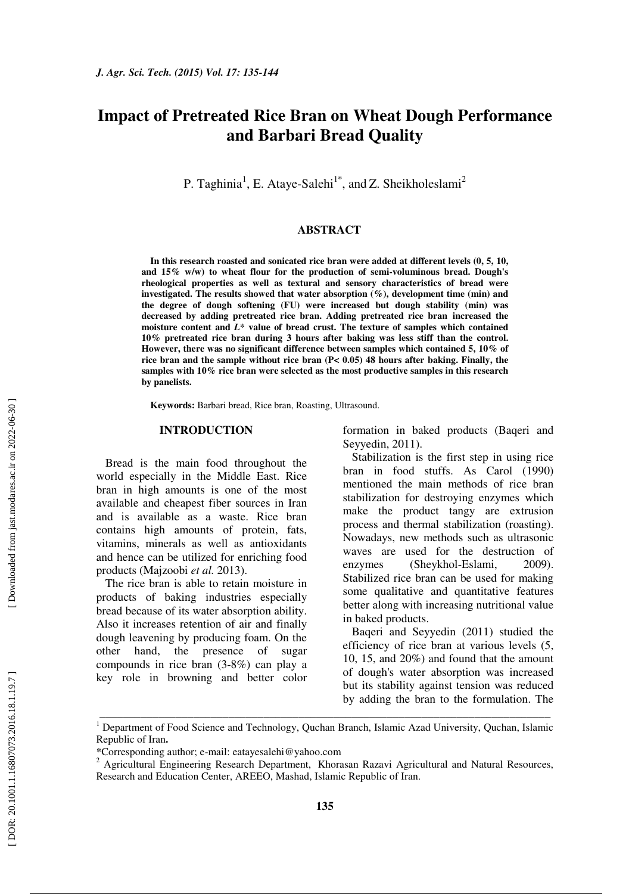# Impact of Pretreated Rice Bran on Wheat Dough Performance and Barbari Bread Quality

P. Taghinia[1], E. Ataye-Salehi[1*], and Z. Sheikholeslami[2]

## ABSTRACT

**In this research roasted and sonicated rice bran were added at different levels (0, 5, 10, and 15% w/w) to wheat flour for the production of semi-voluminous bread. Dough's rheological properties as well as textural and sensory characteristics of bread were investigated. The results showed that water absorption (%), development time (min) and the degree of dough softening (FU) were increased but dough stability (min) was decreased by adding pretreated rice bran. Adding pretreated rice bran increased the moisture content and *L*\* value of bread crust. The texture of samples which contained 10% pretreated rice bran during 3 hours after baking was less stiff than the control. However, there was no significant difference between samples which contained 5, 10% of rice bran and the sample without rice bran (P< 0.05) 48 hours after baking. Finally, the samples with 10% rice bran were selected as the most productive samples in this research by panelists.**

**Keywords:** Barbari bread, Rice bran, Roasting, Ultrasound.

## INTRODUCTION

Bread is the main food throughout the world especially in the Middle East. Rice bran in high amounts is one of the most available and cheapest fiber sources in Iran and is available as a waste. Rice bran contains high amounts of protein, fats, vitamins, minerals as well as antioxidants and hence can be utilized for enriching food products (Majzoobi *et al.* 2013).

The rice bran is able to retain moisture in products of baking industries especially bread because of its water absorption ability. Also it increases retention of air and finally dough leavening by producing foam. On the other hand, the presence of sugar compounds in rice bran (3-8%) can play a key role in browning and better color formation in baked products (Baqeri and Seyyedin, 2011).

Stabilization is the first step in using rice bran in food stuffs. As Carol (1990) mentioned the main methods of rice bran stabilization for destroying enzymes which make the product tangy are extrusion process and thermal stabilization (roasting). Nowadays, new methods such as ultrasonic waves are used for the destruction of enzymes (Sheykhol-Eslami, 2009). Stabilized rice bran can be used for making some qualitative and quantitative features better along with increasing nutritional value in baked products.

Baqeri and Seyyedin (2011) studied the efficiency of rice bran at various levels (5, 10, 15, and 20%) and found that the amount of dough's water absorption was increased but its stability against tension was reduced by adding the bran to the formulation. The

---

[1] Department of Food Science and Technology, Quchan Branch, Islamic Azad University, Quchan, Islamic Republic of Iran.

\*Corresponding author; e-mail: eatayesalehi@yahoo.com

[2] Agricultural Engineering Research Department, Khorasan Razavi Agricultural and Natural Resources, Research and Education Center, AREEO, Mashad, Islamic Republic of Iran.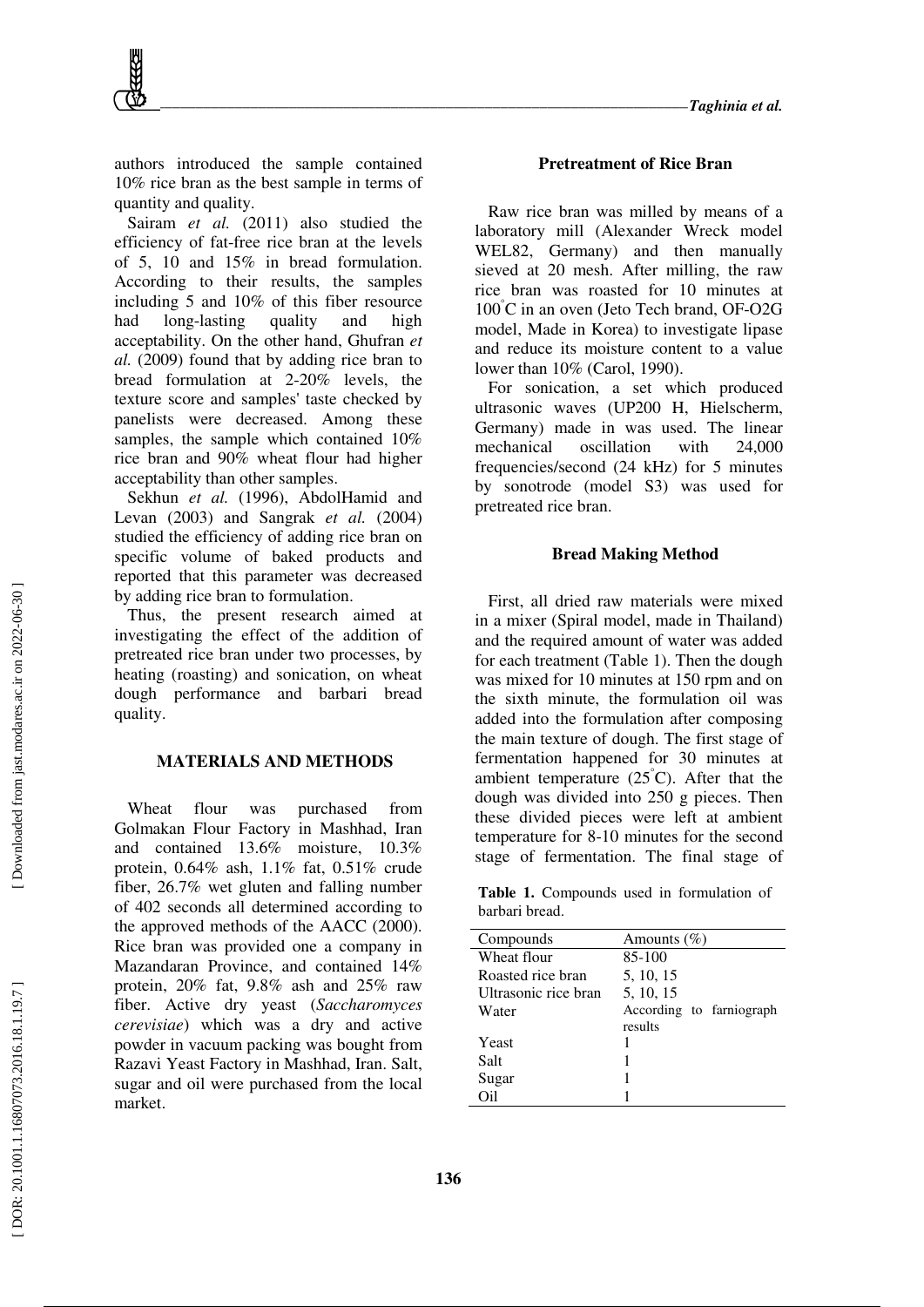authors introduced the sample contained 10% rice bran as the best sample in terms of quantity and quality.

Sairam *et al.* (2011) also studied the efficiency of fat-free rice bran at the levels of 5, 10 and 15% in bread formulation. According to their results, the samples including 5 and 10% of this fiber resource had long-lasting quality and high acceptability. On the other hand, Ghufran *et al.* (2009) found that by adding rice bran to bread formulation at 2-20% levels, the texture score and samples' taste checked by panelists were decreased. Among these samples, the sample which contained 10% rice bran and 90% wheat flour had higher acceptability than other samples.

Sekhun *et al.* (1996), AbdolHamid and Levan (2003) and Sangrak *et al.* (2004) studied the efficiency of adding rice bran on specific volume of baked products and reported that this parameter was decreased by adding rice bran to formulation.

Thus, the present research aimed at investigating the effect of the addition of pretreated rice bran under two processes, by heating (roasting) and sonication, on wheat dough performance and barbari bread quality.

## MATERIALS AND METHODS

Wheat flour was purchased from Golmakan Flour Factory in Mashhad, Iran and contained 13.6% moisture, 10.3% protein, 0.64% ash, 1.1% fat, 0.51% crude fiber, 26.7% wet gluten and falling number of 402 seconds all determined according to the approved methods of the AACC (2000). Rice bran was provided one a company in Mazandaran Province, and contained 14% protein, 20% fat, 9.8% ash and 25% raw fiber. Active dry yeast (*Saccharomyces cerevisiae*) which was a dry and active powder in vacuum packing was bought from Razavi Yeast Factory in Mashhad, Iran. Salt, sugar and oil were purchased from the local market.

### Pretreatment of Rice Bran

Raw rice bran was milled by means of a laboratory mill (Alexander Wreck model WEL82, Germany) and then manually sieved at 20 mesh. After milling, the raw rice bran was roasted for 10 minutes at 100°C in an oven (Jeto Tech brand, OF-O2G model, Made in Korea) to investigate lipase and reduce its moisture content to a value lower than 10% (Carol, 1990).

For sonication, a set which produced ultrasonic waves (UP200 H, Hielscherm, Germany) made in was used. The linear mechanical oscillation with 24,000 frequencies/second (24 kHz) for 5 minutes by sonotrode (model S3) was used for pretreated rice bran.

### Bread Making Method

First, all dried raw materials were mixed in a mixer (Spiral model, made in Thailand) and the required amount of water was added for each treatment (Table 1). Then the dough was mixed for 10 minutes at 150 rpm and on the sixth minute, the formulation oil was added into the formulation after composing the main texture of dough. The first stage of fermentation happened for 30 minutes at ambient temperature (25°C). After that the dough was divided into 250 g pieces. Then these divided pieces were left at ambient temperature for 8-10 minutes for the second stage of fermentation. The final stage of

**Table 1.** Compounds used in formulation of barbari bread.

| Compounds | Amounts (%) |
|---|---|
| Wheat flour | 85-100 |
| Roasted rice bran | 5, 10, 15 |
| Ultrasonic rice bran | 5, 10, 15 |
| Water | According to farniograph results |
| Yeast | 1 |
| Salt | 1 |
| Sugar | 1 |
| Oil | 1 |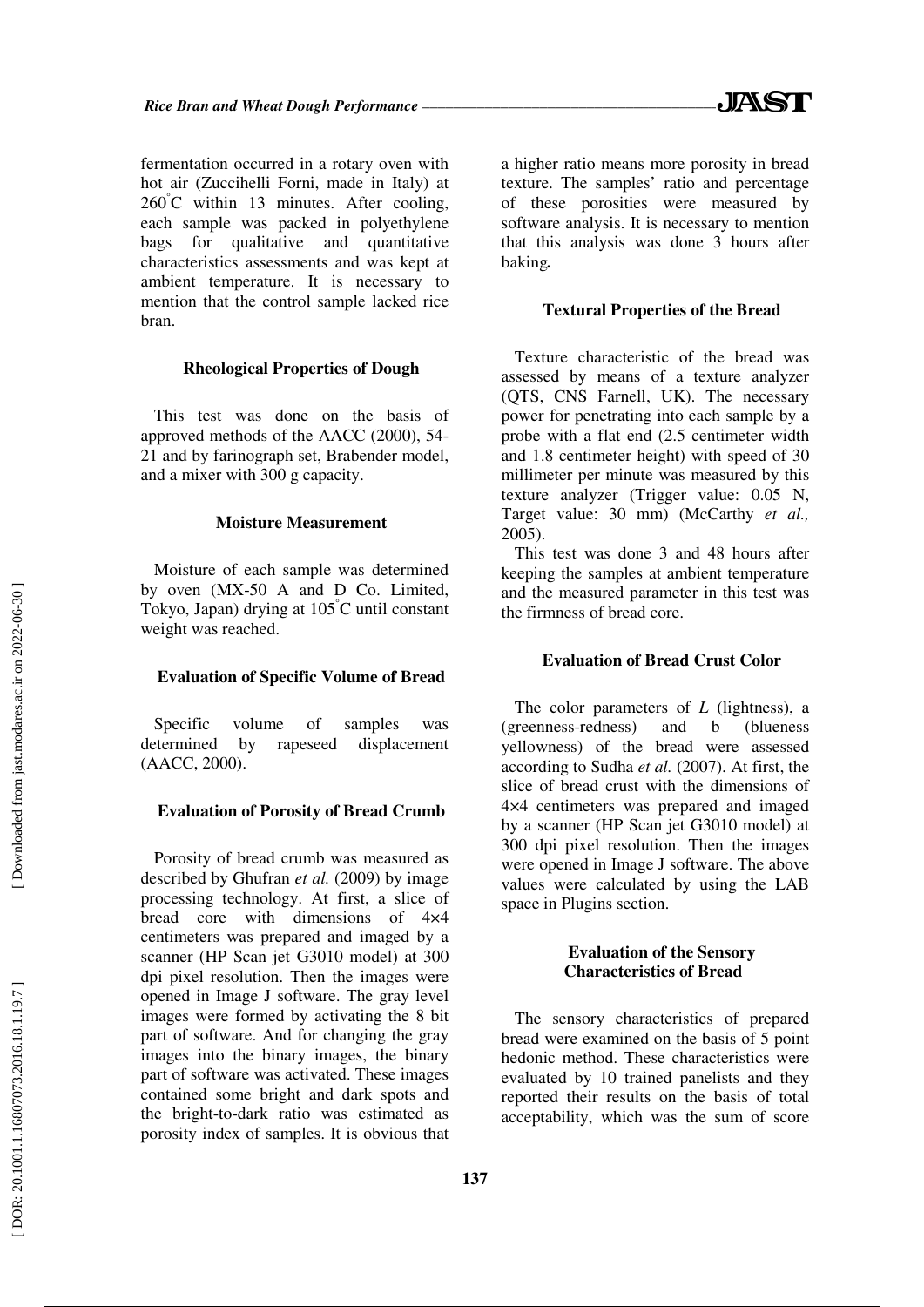fermentation occurred in a rotary oven with hot air (Zuccihelli Forni, made in Italy) at 260°C within 13 minutes. After cooling, each sample was packed in polyethylene bags for qualitative and quantitative characteristics assessments and was kept at ambient temperature. It is necessary to mention that the control sample lacked rice bran.

### Rheological Properties of Dough

This test was done on the basis of approved methods of the AACC (2000), 54-21 and by farinograph set, Brabender model, and a mixer with 300 g capacity.

### Moisture Measurement

Moisture of each sample was determined by oven (MX-50 A and D Co. Limited, Tokyo, Japan) drying at 105°C until constant weight was reached.

### Evaluation of Specific Volume of Bread

Specific volume of samples was determined by rapeseed displacement (AACC, 2000).

### Evaluation of Porosity of Bread Crumb

Porosity of bread crumb was measured as described by Ghufran *et al.* (2009) by image processing technology. At first, a slice of bread core with dimensions of 4×4 centimeters was prepared and imaged by a scanner (HP Scan jet G3010 model) at 300 dpi pixel resolution. Then the images were opened in Image J software. The gray level images were formed by activating the 8 bit part of software. And for changing the gray images into the binary images, the binary part of software was activated. These images contained some bright and dark spots and the bright-to-dark ratio was estimated as porosity index of samples. It is obvious that a higher ratio means more porosity in bread texture. The samples' ratio and percentage of these porosities were measured by software analysis. It is necessary to mention that this analysis was done 3 hours after baking**.**

### Textural Properties of the Bread

Texture characteristic of the bread was assessed by means of a texture analyzer (QTS, CNS Farnell, UK). The necessary power for penetrating into each sample by a probe with a flat end (2.5 centimeter width and 1.8 centimeter height) with speed of 30 millimeter per minute was measured by this texture analyzer (Trigger value: 0.05 N, Target value: 30 mm) (McCarthy *et al.,* 2005).

This test was done 3 and 48 hours after keeping the samples at ambient temperature and the measured parameter in this test was the firmness of bread core.

### Evaluation of Bread Crust Color

The color parameters of *L* (lightness), a (greenness-redness) and b (blueness yellowness) of the bread were assessed according to Sudha *et al.* (2007). At first, the slice of bread crust with the dimensions of 4×4 centimeters was prepared and imaged by a scanner (HP Scan jet G3010 model) at 300 dpi pixel resolution. Then the images were opened in Image J software. The above values were calculated by using the LAB space in Plugins section.

### Evaluation of the Sensory Characteristics of Bread

The sensory characteristics of prepared bread were examined on the basis of 5 point hedonic method. These characteristics were evaluated by 10 trained panelists and they reported their results on the basis of total acceptability, which was the sum of score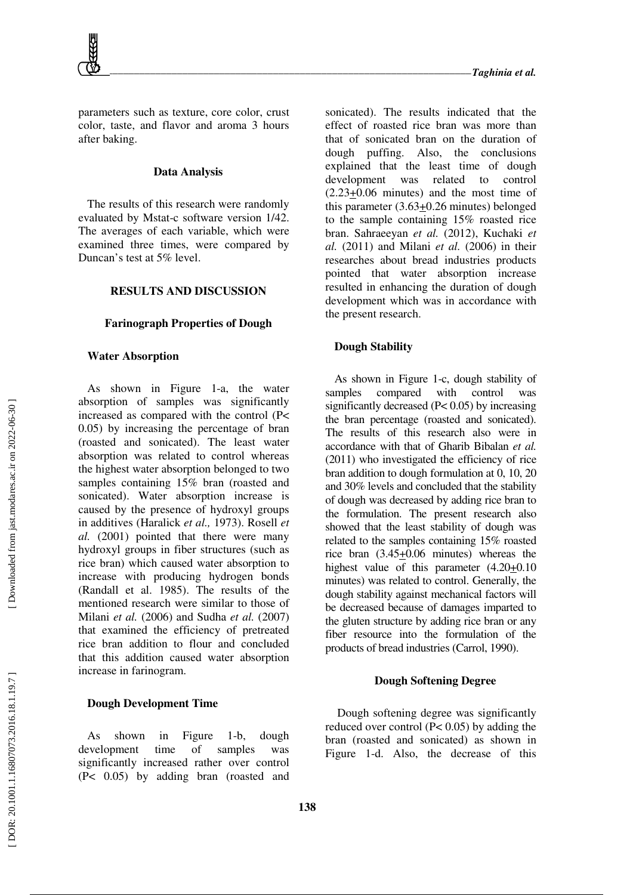parameters such as texture, core color, crust color, taste, and flavor and aroma 3 hours after baking.

### Data Analysis

The results of this research were randomly evaluated by Mstat-c software version 1/42. The averages of each variable, which were examined three times, were compared by Duncan's test at 5% level.

## RESULTS AND DISCUSSION

### Farinograph Properties of Dough

#### Water Absorption

As shown in Figure 1-a, the water absorption of samples was significantly increased as compared with the control ($P< 0.05$) by increasing the percentage of bran (roasted and sonicated). The least water absorption was related to control whereas the highest water absorption belonged to two samples containing 15% bran (roasted and sonicated). Water absorption increase is caused by the presence of hydroxyl groups in additives (Haralick *et al.,* 1973). Rosell *et al.* (2001) pointed that there were many hydroxyl groups in fiber structures (such as rice bran) which caused water absorption to increase with producing hydrogen bonds (Randall et al. 1985). The results of the mentioned research were similar to those of Milani *et al.* (2006) and Sudha *et al.* (2007) that examined the efficiency of pretreated rice bran addition to flour and concluded that this addition caused water absorption increase in farinogram.

#### Dough Development Time

As shown in Figure 1-b, dough development time of samples was significantly increased rather over control ($P< 0.05$) by adding bran (roasted and sonicated). The results indicated that the effect of roasted rice bran was more than that of sonicated bran on the duration of dough puffing. Also, the conclusions explained that the least time of dough development was related to control ($2.23\pm0.06$ minutes) and the most time of this parameter ($3.63\pm0.26$ minutes) belonged to the sample containing 15% roasted rice bran. Sahraeeyan *et al.* (2012), Kuchaki *et al.* (2011) and Milani *et al.* (2006) in their researches about bread industries products pointed that water absorption increase resulted in enhancing the duration of dough development which was in accordance with the present research.

#### Dough Stability

As shown in Figure 1-c, dough stability of samples compared with control was significantly decreased ($P< 0.05$) by increasing the bran percentage (roasted and sonicated). The results of this research also were in accordance with that of Gharib Bibalan *et al.* (2011) who investigated the efficiency of rice bran addition to dough formulation at 0, 10, 20 and 30% levels and concluded that the stability of dough was decreased by adding rice bran to the formulation. The present research also showed that the least stability of dough was related to the samples containing 15% roasted rice bran ($3.45\pm0.06$ minutes) whereas the highest value of this parameter ($4.20\pm0.10$ minutes) was related to control. Generally, the dough stability against mechanical factors will be decreased because of damages imparted to the gluten structure by adding rice bran or any fiber resource into the formulation of the products of bread industries (Carrol, 1990).

#### Dough Softening Degree

Dough softening degree was significantly reduced over control ($P< 0.05$) by adding the bran (roasted and sonicated) as shown in Figure 1-d. Also, the decrease of this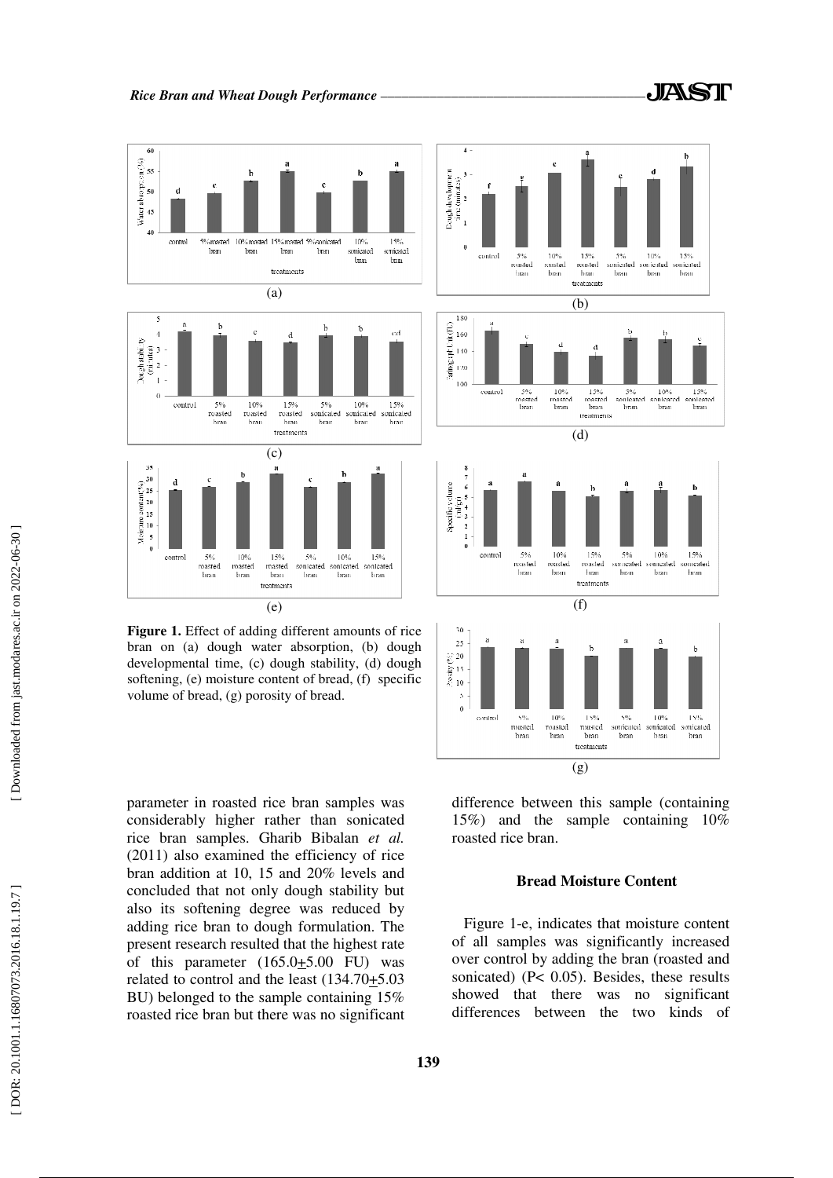**Figure 1.** Effect of adding different amounts of rice bran on (a) dough water absorption, (b) dough developmental time, (c) dough stability, (d) dough softening, (e) moisture content of bread, (f) specific volume of bread, (g) porosity of bread.

parameter in roasted rice bran samples was considerably higher rather than sonicated rice bran samples. Gharib Bibalan *et al.* (2011) also examined the efficiency of rice bran addition at 10, 15 and 20% levels and concluded that not only dough stability but also its softening degree was reduced by adding rice bran to dough formulation. The present research resulted that the highest rate of this parameter (165.0±5.00 FU) was related to control and the least (134.70±5.03 BU) belonged to the sample containing 15% roasted rice bran but there was no significant difference between this sample (containing 15%) and the sample containing 10% roasted rice bran.

### Bread Moisture Content

Figure 1-e, indicates that moisture content of all samples was significantly increased over control by adding the bran (roasted and sonicated) ($P< 0.05$). Besides, these results showed that there was no significant differences between the two kinds of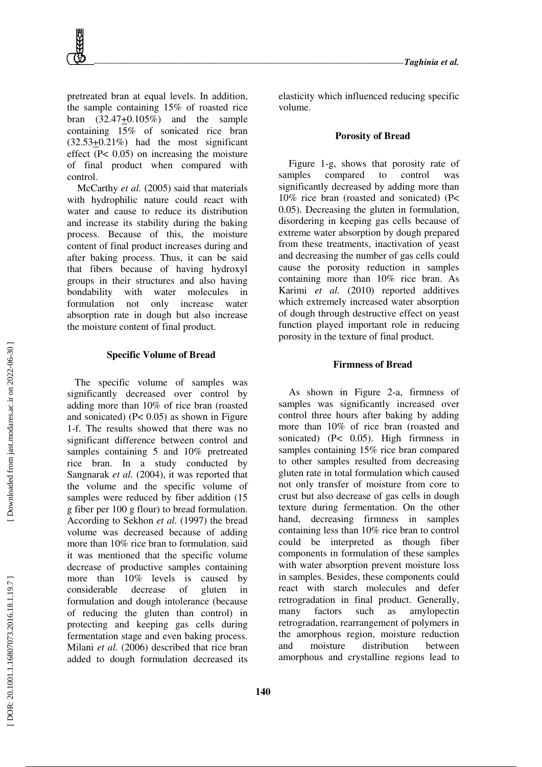pretreated bran at equal levels. In addition, the sample containing 15% of roasted rice bran (32.47±0.105%) and the sample containing 15% of sonicated rice bran (32.53±0.21%) had the most significant effect ($P< 0.05$) on increasing the moisture of final product when compared with control.

McCarthy *et al.* (2005) said that materials with hydrophilic nature could react with water and cause to reduce its distribution and increase its stability during the baking process. Because of this, the moisture content of final product increases during and after baking process. Thus, it can be said that fibers because of having hydroxyl groups in their structures and also having bondability with water molecules in formulation not only increase water absorption rate in dough but also increase the moisture content of final product.

### Specific Volume of Bread

The specific volume of samples was significantly decreased over control by adding more than 10% of rice bran (roasted and sonicated) ($P< 0.05$) as shown in Figure 1-f. The results showed that there was no significant difference between control and samples containing 5 and 10% pretreated rice bran. In a study conducted by Sangnarak *et al.* (2004), it was reported that the volume and the specific volume of samples were reduced by fiber addition (15 g fiber per 100 g flour) to bread formulation. According to Sekhon *et al.* (1997) the bread volume was decreased because of adding more than 10% rice bran to formulation. said it was mentioned that the specific volume decrease of productive samples containing more than 10% levels is caused by considerable decrease of gluten in formulation and dough intolerance (because of reducing the gluten than control) in protecting and keeping gas cells during fermentation stage and even baking process. Milani *et al.* (2006) described that rice bran added to dough formulation decreased its elasticity which influenced reducing specific volume.

### Porosity of Bread

Figure 1-g, shows that porosity rate of samples compared to control was significantly decreased by adding more than 10% rice bran (roasted and sonicated) ($P< 0.05$). Decreasing the gluten in formulation, disordering in keeping gas cells because of extreme water absorption by dough prepared from these treatments, inactivation of yeast and decreasing the number of gas cells could cause the porosity reduction in samples containing more than 10% rice bran. As Karimi *et al.* (2010) reported additives which extremely increased water absorption of dough through destructive effect on yeast function played important role in reducing porosity in the texture of final product.

### Firmness of Bread

As shown in Figure 2-a, firmness of samples was significantly increased over control three hours after baking by adding more than 10% of rice bran (roasted and sonicated) ($P< 0.05$). High firmness in samples containing 15% rice bran compared to other samples resulted from decreasing gluten rate in total formulation which caused not only transfer of moisture from core to crust but also decrease of gas cells in dough texture during fermentation. On the other hand, decreasing firmness in samples containing less than 10% rice bran to control could be interpreted as though fiber components in formulation of these samples with water absorption prevent moisture loss in samples. Besides, these components could react with starch molecules and defer retrogradation in final product. Generally, many factors such as amylopectin retrogradation, rearrangement of polymers in the amorphous region, moisture reduction and moisture distribution between amorphous and crystalline regions lead to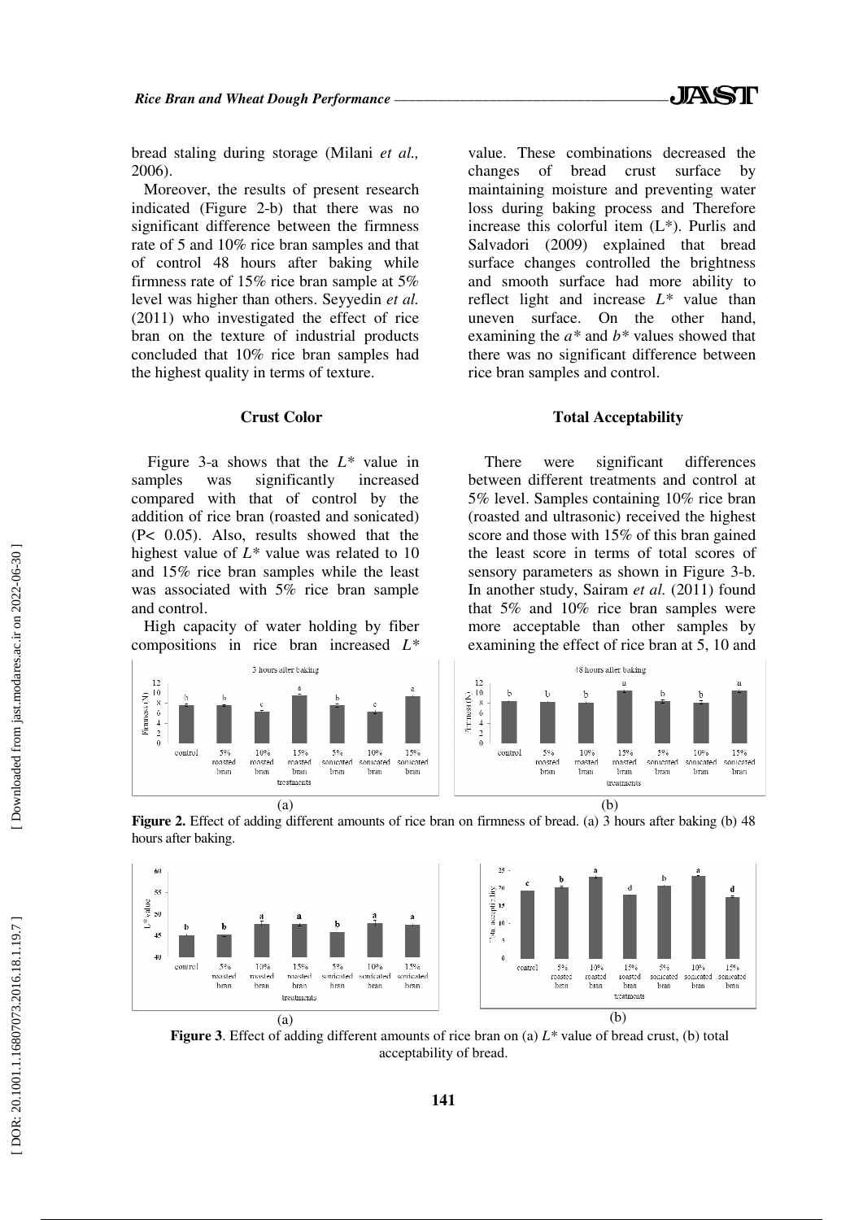bread staling during storage (Milani *et al.,* 2006).

Moreover, the results of present research indicated (Figure 2-b) that there was no significant difference between the firmness rate of 5 and 10% rice bran samples and that of control 48 hours after baking while firmness rate of 15% rice bran sample at 5% level was higher than others. Seyyedin *et al.* (2011) who investigated the effect of rice bran on the texture of industrial products concluded that 10% rice bran samples had the highest quality in terms of texture.

### Crust Color

Figure 3-a shows that the $L^*$ value in samples was significantly increased compared with that of control by the addition of rice bran (roasted and sonicated) ($P< 0.05$). Also, results showed that the highest value of $L^*$ value was related to 10 and 15% rice bran samples while the least was associated with 5% rice bran sample and control.

High capacity of water holding by fiber compositions in rice bran increased $L^*$ value. These combinations decreased the changes of bread crust surface by maintaining moisture and preventing water loss during baking process and Therefore increase this colorful item ($L^*$). Purlis and Salvadori (2009) explained that bread surface changes controlled the brightness and smooth surface had more ability to reflect light and increase $L^*$ value than uneven surface. On the other hand, examining the $a^*$ and $b^*$ values showed that there was no significant difference between rice bran samples and control.

### Total Acceptability

There were significant differences between different treatments and control at 5% level. Samples containing 10% rice bran (roasted and ultrasonic) received the highest score and those with 15% of this bran gained the least score in terms of total scores of sensory parameters as shown in Figure 3-b. In another study, Sairam *et al.* (2011) found that 5% and 10% rice bran samples were more acceptable than other samples by examining the effect of rice bran at 5, 10 and

**Figure 2.** Effect of adding different amounts of rice bran on firmness of bread. (a) 3 hours after baking (b) 48 hours after baking.

**Figure 3**. Effect of adding different amounts of rice bran on (a) $L^*$ value of bread crust, (b) total acceptability of bread.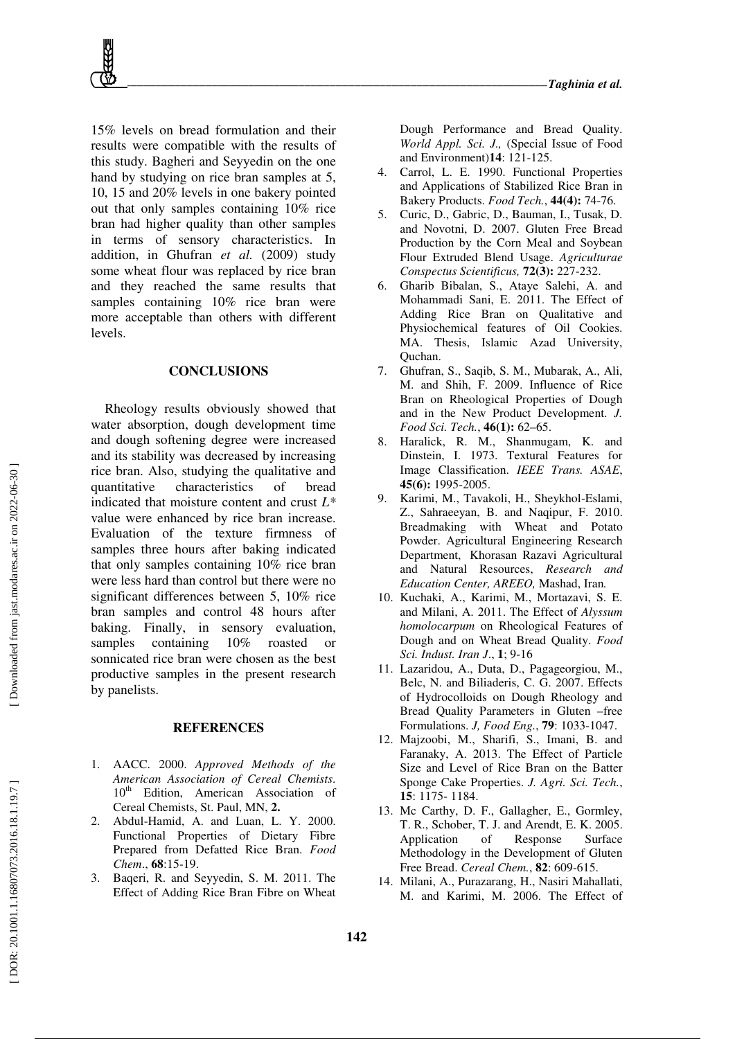15% levels on bread formulation and their results were compatible with the results of this study. Bagheri and Seyyedin on the one hand by studying on rice bran samples at 5, 10, 15 and 20% levels in one bakery pointed out that only samples containing 10% rice bran had higher quality than other samples in terms of sensory characteristics. In addition, in Ghufran *et al.* (2009) study some wheat flour was replaced by rice bran and they reached the same results that samples containing 10% rice bran were more acceptable than others with different levels.

## CONCLUSIONS

Rheology results obviously showed that water absorption, dough development time and dough softening degree were increased and its stability was decreased by increasing rice bran. Also, studying the qualitative and quantitative characteristics of bread indicated that moisture content and crust $L^*$ value were enhanced by rice bran increase. Evaluation of the texture firmness of samples three hours after baking indicated that only samples containing 10% rice bran were less hard than control but there were no significant differences between 5, 10% rice bran samples and control 48 hours after baking. Finally, in sensory evaluation, samples containing 10% roasted or sonnicated rice bran were chosen as the best productive samples in the present research by panelists.

## REFERENCES

1. AACC. 2000. *Approved Methods of the American Association of Cereal Chemists*. 10th Edition, American Association of Cereal Chemists, St. Paul, MN, **2.**
2. Abdul-Hamid, A. and Luan, L. Y. 2000. Functional Properties of Dietary Fibre Prepared from Defatted Rice Bran. *Food Chem*., **68**:15-19.
3. Baqeri, R. and Seyyedin, S. M. 2011. The Effect of Adding Rice Bran Fibre on Wheat Dough Performance and Bread Quality. *World Appl. Sci. J.,* (Special Issue of Food and Environment)**14**: 121-125.
4. Carrol, L. E. 1990. Functional Properties and Applications of Stabilized Rice Bran in Bakery Products. *Food Tech.*, **44(4):** 74-76.
5. Curic, D., Gabric, D., Bauman, I., Tusak, D. and Novotni, D. 2007. Gluten Free Bread Production by the Corn Meal and Soybean Flour Extruded Blend Usage. *Agriculturae Conspectus Scientificus,* **72(3):** 227-232.
6. Gharib Bibalan, S., Ataye Salehi, A. and Mohammadi Sani, E. 2011. The Effect of Adding Rice Bran on Qualitative and Physiochemical features of Oil Cookies. MA. Thesis, Islamic Azad University, Quchan.
7. Ghufran, S., Saqib, S. M., Mubarak, A., Ali, M. and Shih, F. 2009. Influence of Rice Bran on Rheological Properties of Dough and in the New Product Development. *J. Food Sci. Tech.*, **46(1):** 62–65.
8. Haralick, R. M., Shanmugam, K. and Dinstein, I. 1973. Textural Features for Image Classification. *IEEE Trans. ASAE*, **45(6):** 1995-2005.
9. Karimi, M., Tavakoli, H., Sheykhol-Eslami, Z., Sahraeeyan, B. and Naqipur, F. 2010. Breadmaking with Wheat and Potato Powder. Agricultural Engineering Research Department, Khorasan Razavi Agricultural and Natural Resources, *Research and Education Center, AREEO,* Mashad, Iran*.*
10. Kuchaki, A., Karimi, M., Mortazavi, S. E. and Milani, A. 2011. The Effect of *Alyssum homolocarpum* on Rheological Features of Dough and on Wheat Bread Quality. *Food Sci. Indust. Iran J*., **1**; 9-16
11. Lazaridou, A., Duta, D., Pagageorgiou, M., Belc, N. and Biliaderis, C. G. 2007. Effects of Hydrocolloids on Dough Rheology and Bread Quality Parameters in Gluten –free Formulations. *J, Food Eng.*, **79**: 1033-1047.
12. Majzoobi, M., Sharifi, S., Imani, B. and Faranaky, A. 2013. The Effect of Particle Size and Level of Rice Bran on the Batter Sponge Cake Properties. *J. Agri. Sci. Tech.*, **15**: 1175- 1184.
13. Mc Carthy, D. F., Gallagher, E., Gormley, T. R., Schober, T. J. and Arendt, E. K. 2005. Application of Response Surface Methodology in the Development of Gluten Free Bread. *Cereal Chem.*, **82**: 609-615.
14. Milani, A., Purazarang, H., Nasiri Mahallati, M. and Karimi, M. 2006. The Effect of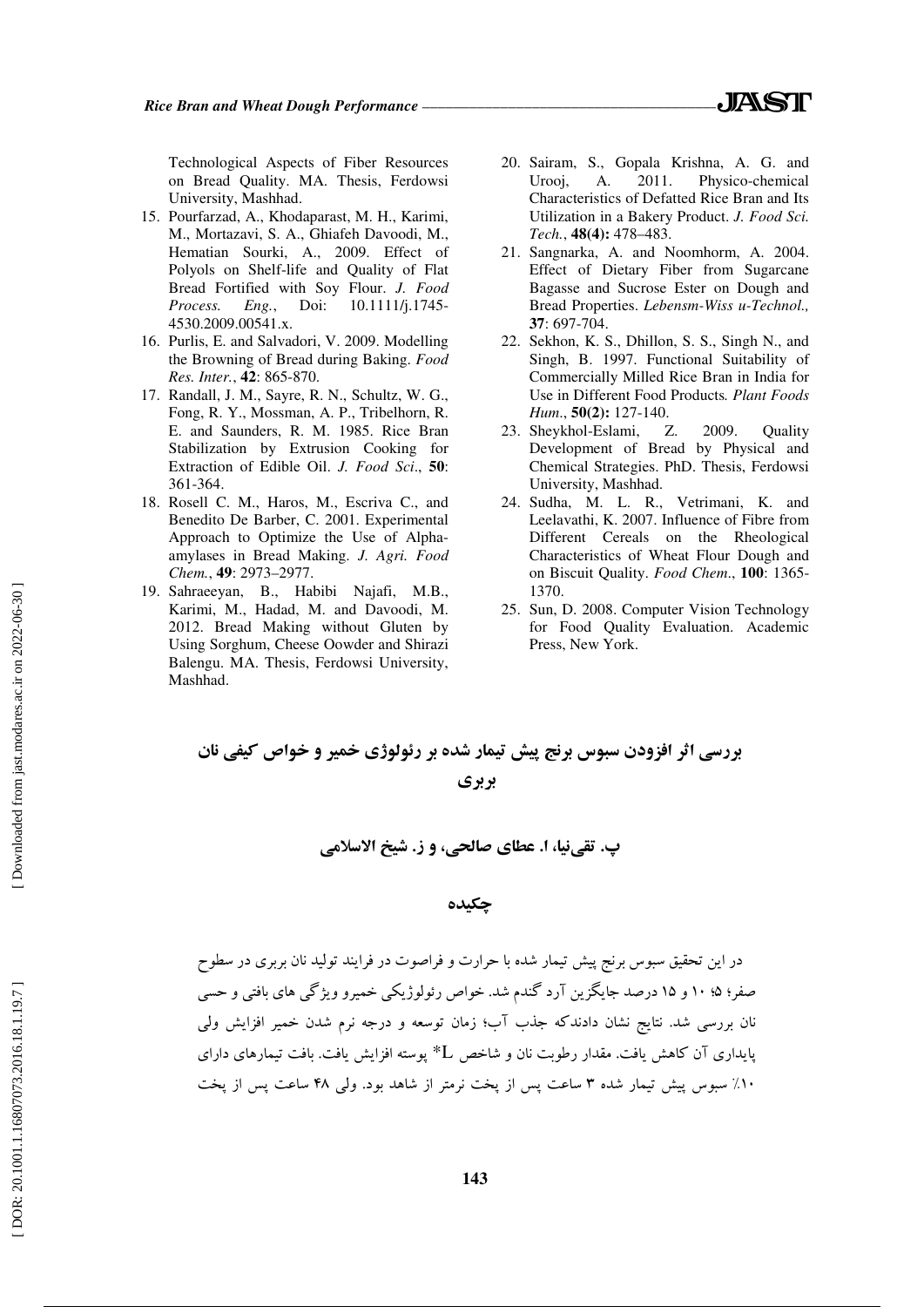Technological Aspects of Fiber Resources on Bread Quality. MA. Thesis, Ferdowsi University, Mashhad.

15. Pourfarzad, A., Khodaparast, M. H., Karimi, M., Mortazavi, S. A., Ghiafeh Davoodi, M., Hematian Sourki, A., 2009. Effect of Polyols on Shelf-life and Quality of Flat Bread Fortified with Soy Flour. *J. Food Process. Eng.*, Doi: 10.1111/j.1745-4530.2009.00541.x.
16. Purlis, E. and Salvadori, V. 2009. Modelling the Browning of Bread during Baking. *Food Res. Inter.*, **42**: 865-870.
17. Randall, J. M., Sayre, R. N., Schultz, W. G., Fong, R. Y., Mossman, A. P., Tribelhorn, R. E. and Saunders, R. M. 1985. Rice Bran Stabilization by Extrusion Cooking for Extraction of Edible Oil. *J. Food Sci*., **50**: 361-364.
18. Rosell C. M., Haros, M., Escriva C., and Benedito De Barber, C. 2001. Experimental Approach to Optimize the Use of Alpha-amylases in Bread Making. *J. Agri. Food Chem.*, **49**: 2973–2977.
19. Sahraeeyan, B., Habibi Najafi, M.B., Karimi, M., Hadad, M. and Davoodi, M. 2012. Bread Making without Gluten by Using Sorghum, Cheese Oowder and Shirazi Balengu. MA. Thesis, Ferdowsi University, Mashhad.
20. Sairam, S., Gopala Krishna, A. G. and Urooj, A. 2011. Physico-chemical Characteristics of Defatted Rice Bran and Its Utilization in a Bakery Product. *J. Food Sci. Tech.*, **48(4):** 478–483.
21. Sangnarka, A. and Noomhorm, A. 2004. Effect of Dietary Fiber from Sugarcane Bagasse and Sucrose Ester on Dough and Bread Properties. *Lebensm-Wiss u-Technol.,* **37**: 697-704.
22. Sekhon, K. S., Dhillon, S. S., Singh N., and Singh, B. 1997. Functional Suitability of Commercially Milled Rice Bran in India for Use in Different Food Products*. Plant Foods Hum*., **50(2):** 127-140.
23. Sheykhol-Eslami, Z. 2009. Quality Development of Bread by Physical and Chemical Strategies. PhD. Thesis, Ferdowsi University, Mashhad.
24. Sudha, M. L. R., Vetrimani, K. and Leelavathi, K. 2007. Influence of Fibre from Different Cereals on the Rheological Characteristics of Wheat Flour Dough and on Biscuit Quality. *Food Chem*., **100**: 1365-1370.
25. Sun, D. 2008. Computer Vision Technology for Food Quality Evaluation. Academic Press, New York.

## بررسی اثر افزودن سبوس برنج پیش تیمار شده بر رئولوژی خمیر و خواص کیفی نان بربری

**پ. تقی‌نیا، ا. عطای صالحی، و ز. شیخ الاسلامی**

## چکیده

در این تحقیق سبوس برنج پیش تیمار شده با حرارت و فراصوت در فرایند تولید نان بربری در سطوح صفر؛ ۵؛ ۱۰ و ۱۵ درصد جایگزین آرد گندم شد. خواص رئولوژیکی خمیرو ویژگی های بافتی و حسی نان بررسی شد. نتایج نشان دادندکه جذب آب؛ زمان توسعه و درجه نرم شدن خمیر افزایش ولی پایداری آن کاهش یافت. مقدار رطوبت نان و شاخص $L^*$ پوسته افزایش یافت. بافت تیمارهای دارای ۱۰٪ سبوس پیش تیمار شده ۳ ساعت پس از پخت نرمتر از شاهد بود. ولی ۴۸ ساعت پس از پخت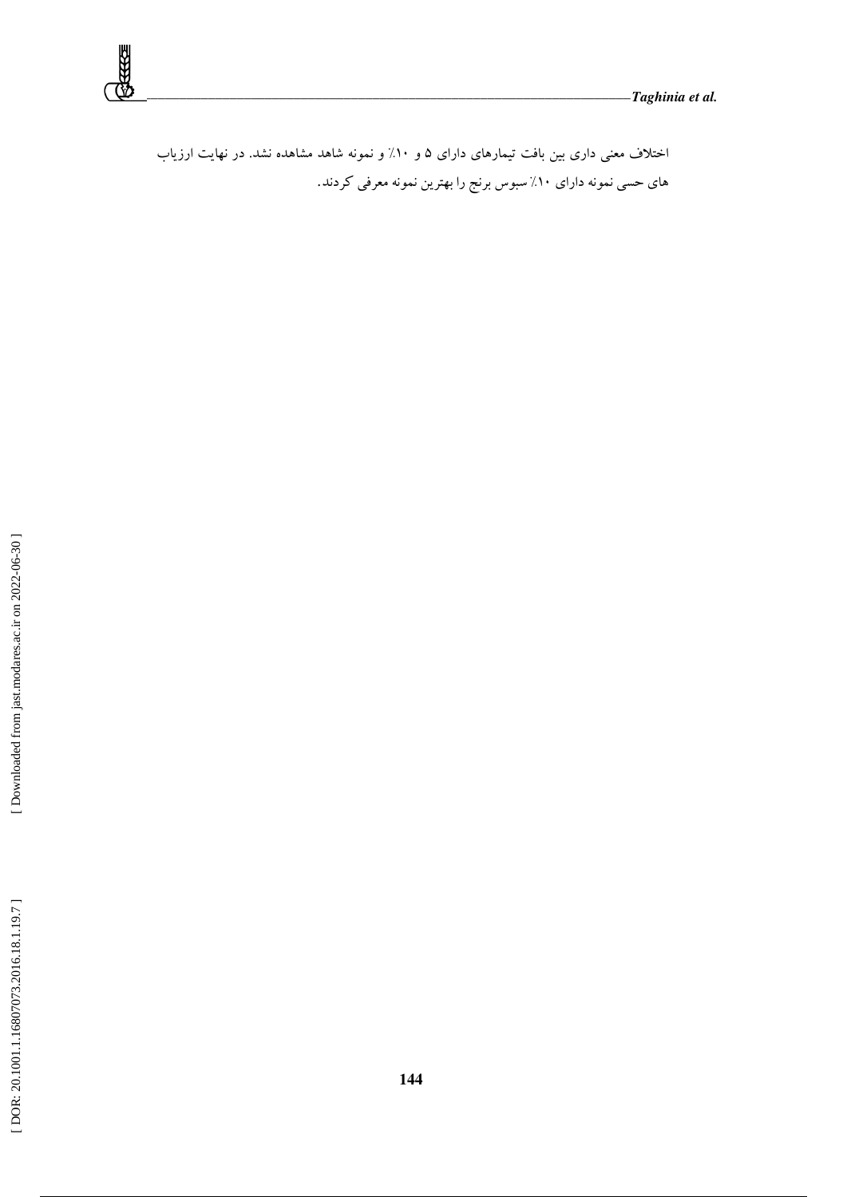اختلاف معنی داری بین بافت تیمارهای دارای ۵ و ۱۰٪ و نمونه شاهد مشاهده نشد. در نهایت ارزیاب های حسی نمونه دارای ۱۰٪ سبوس برنج را بهترین نمونه معرفی کردند.